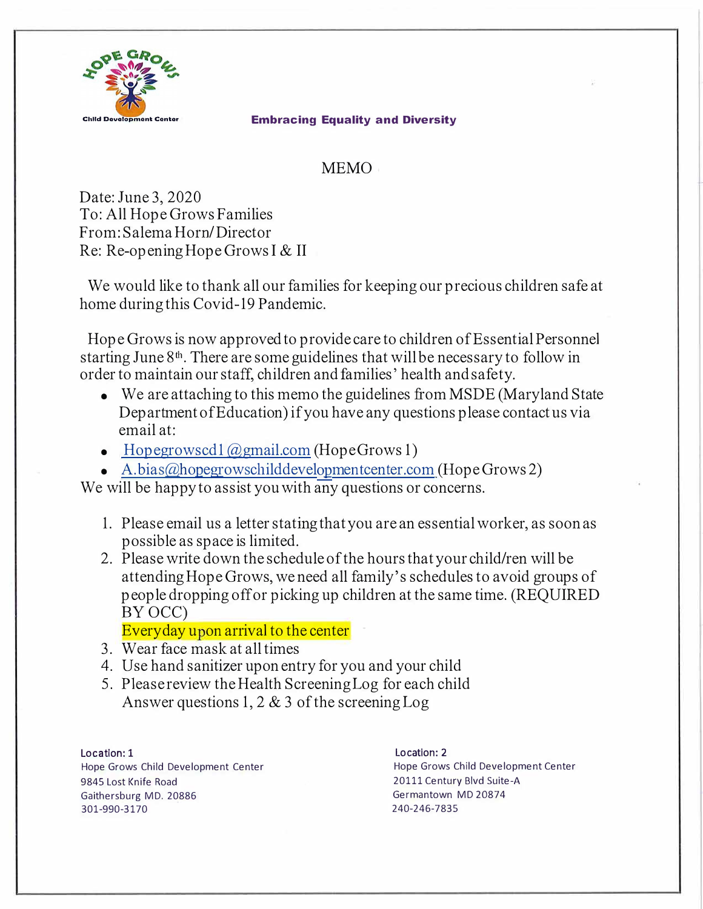HOPE GROWS

Child Development Center

**Embracing Equality and Diversity**

# MEMO

Date: June 3, 2020
To: All Hope Grows Families
From: Salema Horn/ Director
Re: Re-opening Hope Grows I & II

We would like to thank all our families for keeping our precious children safe at home during this Covid-19 Pandemic.

Hope Grows is now approved to provide care to children of Essential Personnel starting June 8th. There are some guidelines that will be necessary to follow in order to maintain our staff, children and families' health and safety.

- We are attaching to this memo the guidelines from MSDE (Maryland State Department of Education) if you have any questions please contact us via email at:
- Hopegrowscd1@gmail.com (Hope Grows 1)
- A.bias@hopegrowschilddevelopmentcenter.com (Hope Grows 2)

We will be happy to assist you with any questions or concerns.

1. Please email us a letter stating that you are an essential worker, as soon as possible as space is limited.
2. Please write down the schedule of the hours that your child/ren will be attending Hope Grows, we need all family's schedules to avoid groups of people dropping off or picking up children at the same time. (REQUIRED BY OCC)

   Everyday upon arrival to the center
3. Wear face mask at all times
4. Use hand sanitizer upon entry for you and your child
5. Please review the Health Screening Log for each child
   Answer questions 1, 2 & 3 of the screening Log

**Location: 1**
Hope Grows Child Development Center
9845 Lost Knife Road
Gaithersburg MD. 20886
301-990-3170

**Location: 2**
Hope Grows Child Development Center
20111 Century Blvd Suite-A
Germantown MD 20874
240-246-7835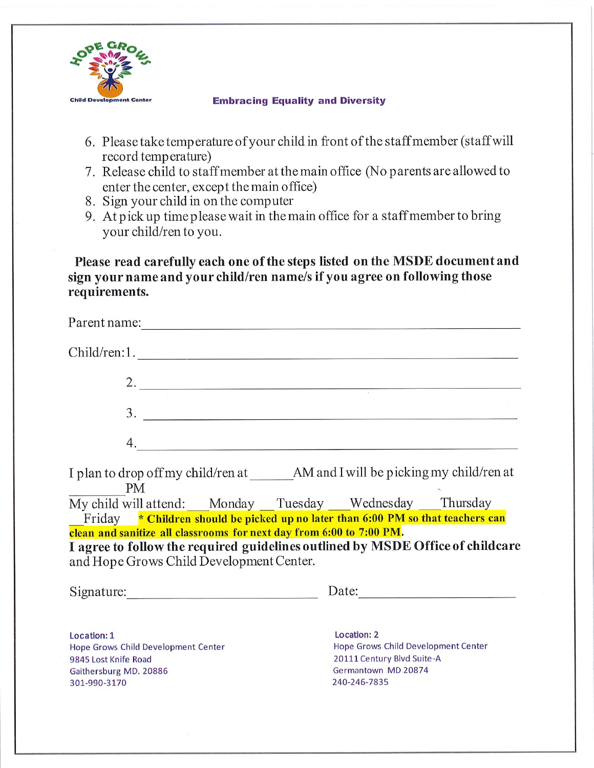Hope Grows Child Development Center

**Embracing Equality and Diversity**

6. Please take temperature of your child in front of the staff member (staff will record temperature)
7. Release child to staff member at the main office (No parents are allowed to enter the center, except the main office)
8. Sign your child in on the computer
9. At pick up time please wait in the main office for a staff member to bring your child/ren to you.

**Please read carefully each one of the steps listed on the MSDE document and sign your name and your child/ren name/s if you agree on following those requirements.**

Parent name: ______________________________________________

Child/ren: 1. ______________________________________________

2. ______________________________________________

3. ______________________________________________

4. ______________________________________________

I plan to drop off my child/ren at ______ AM and I will be picking my child/ren at ________ PM

My child will attend: ___ Monday __ Tuesday ___ Wednesday ___ Thursday __ Friday **\* Children should be picked up no later than 6:00 PM so that teachers can clean and sanitize all classrooms for next day from 6:00 to 7:00 PM.**

**I agree to follow the required guidelines outlined by MSDE Office of childcare** and Hope Grows Child Development Center.

Signature: ______________________________ Date: ______________________

Location: 1
Hope Grows Child Development Center
9845 Lost Knife Road
Gaithersburg MD. 20886
301-990-3170

Location: 2
Hope Grows Child Development Center
20111 Century Blvd Suite-A
Germantown MD 20874
240-246-7835